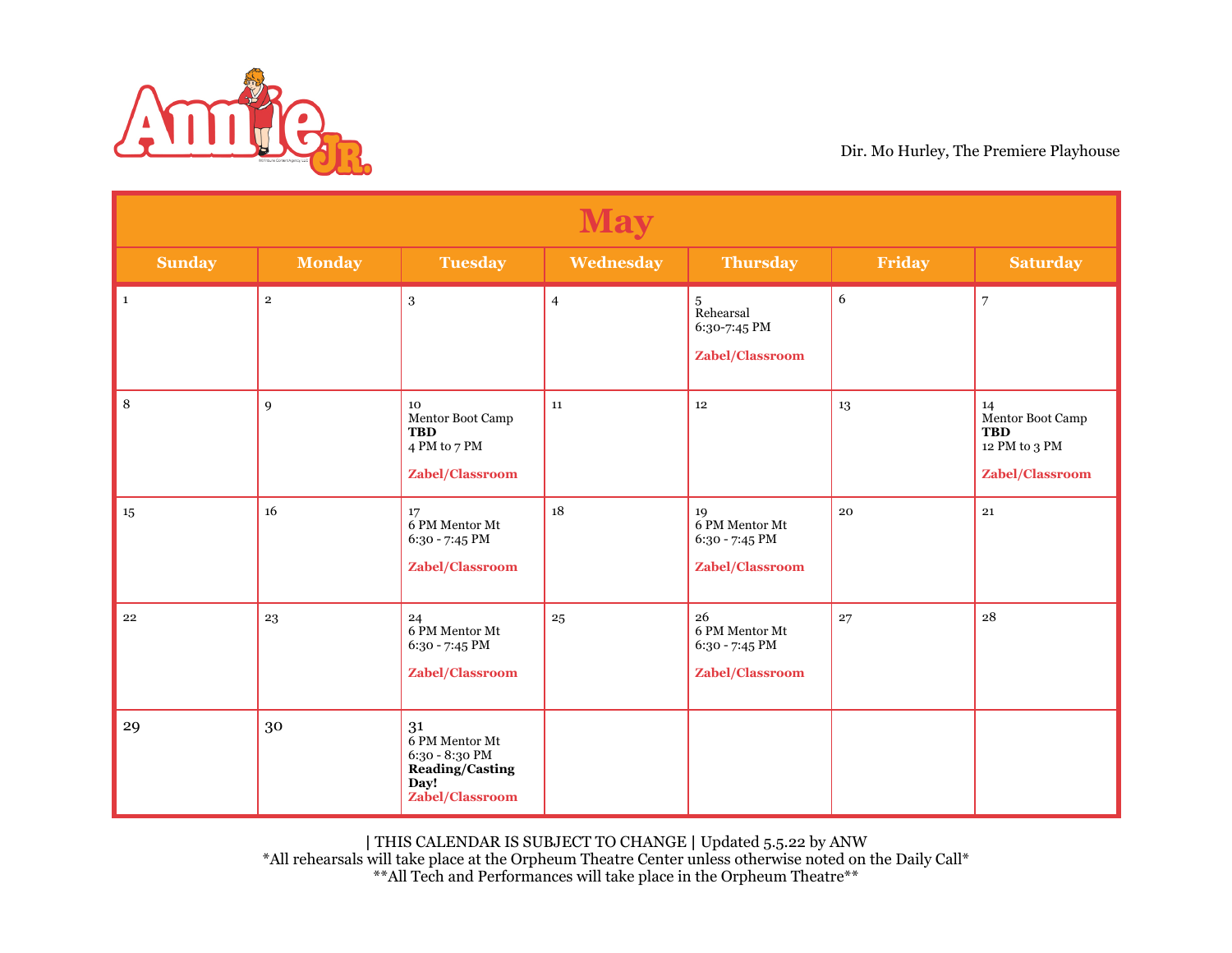# Annie JR.

Dir. Mo Hurley, The Premiere Playhouse

## May

| Sunday | Monday | Tuesday | Wednesday | Thursday | Friday | Saturday |
|---|---|---|---|---|---|---|
| 1 | 2 | 3 | 4 | 5<br>Rehearsal<br>6:30-7:45 PM<br>**Zabel/Classroom** | 6 | 7 |
| 8 | 9 | 10<br>Mentor Boot Camp<br>**TBD**<br>4 PM to 7 PM<br>**Zabel/Classroom** | 11 | 12 | 13 | 14<br>Mentor Boot Camp<br>**TBD**<br>12 PM to 3 PM<br>**Zabel/Classroom** |
| 15 | 16 | 17<br>6 PM Mentor Mt<br>6:30 - 7:45 PM<br>**Zabel/Classroom** | 18 | 19<br>6 PM Mentor Mt<br>6:30 - 7:45 PM<br>**Zabel/Classroom** | 20 | 21 |
| 22 | 23 | 24<br>6 PM Mentor Mt<br>6:30 - 7:45 PM<br>**Zabel/Classroom** | 25 | 26<br>6 PM Mentor Mt<br>6:30 - 7:45 PM<br>**Zabel/Classroom** | 27 | 28 |
| 29 | 30 | 31<br>6 PM Mentor Mt<br>6:30 - 8:30 PM<br>**Reading/Casting Day!**<br>**Zabel/Classroom** | | | | |

| THIS CALENDAR IS SUBJECT TO CHANGE | Updated 5.5.22 by ANW

*All rehearsals will take place at the Orpheum Theatre Center unless otherwise noted on the Daily Call*

**All Tech and Performances will take place in the Orpheum Theatre**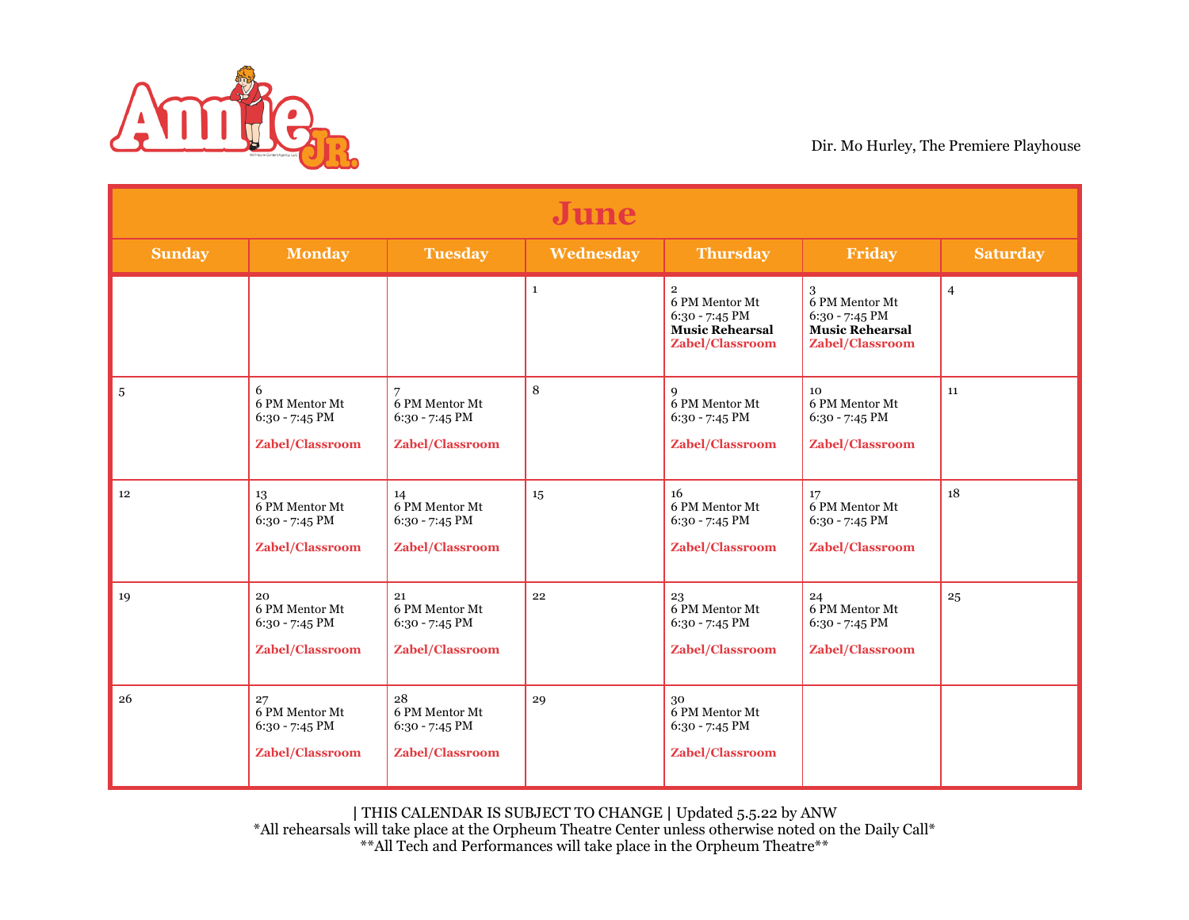Annie JR.

Dir. Mo Hurley, The Premiere Playhouse

# June

| Sunday | Monday | Tuesday | Wednesday | Thursday | Friday | Saturday |
|---|---|---|---|---|---|---|
| | | | 1 | 2<br>6 PM Mentor Mt<br>6:30 - 7:45 PM<br>**Music Rehearsal**<br>**Zabel/Classroom** | 3<br>6 PM Mentor Mt<br>6:30 - 7:45 PM<br>**Music Rehearsal**<br>**Zabel/Classroom** | 4 |
| 5 | 6<br>6 PM Mentor Mt<br>6:30 - 7:45 PM<br>**Zabel/Classroom** | 7<br>6 PM Mentor Mt<br>6:30 - 7:45 PM<br>**Zabel/Classroom** | 8 | 9<br>6 PM Mentor Mt<br>6:30 - 7:45 PM<br>**Zabel/Classroom** | 10<br>6 PM Mentor Mt<br>6:30 - 7:45 PM<br>**Zabel/Classroom** | 11 |
| 12 | 13<br>6 PM Mentor Mt<br>6:30 - 7:45 PM<br>**Zabel/Classroom** | 14<br>6 PM Mentor Mt<br>6:30 - 7:45 PM<br>**Zabel/Classroom** | 15 | 16<br>6 PM Mentor Mt<br>6:30 - 7:45 PM<br>**Zabel/Classroom** | 17<br>6 PM Mentor Mt<br>6:30 - 7:45 PM<br>**Zabel/Classroom** | 18 |
| 19 | 20<br>6 PM Mentor Mt<br>6:30 - 7:45 PM<br>**Zabel/Classroom** | 21<br>6 PM Mentor Mt<br>6:30 - 7:45 PM<br>**Zabel/Classroom** | 22 | 23<br>6 PM Mentor Mt<br>6:30 - 7:45 PM<br>**Zabel/Classroom** | 24<br>6 PM Mentor Mt<br>6:30 - 7:45 PM<br>**Zabel/Classroom** | 25 |
| 26 | 27<br>6 PM Mentor Mt<br>6:30 - 7:45 PM<br>**Zabel/Classroom** | 28<br>6 PM Mentor Mt<br>6:30 - 7:45 PM<br>**Zabel/Classroom** | 29 | 30<br>6 PM Mentor Mt<br>6:30 - 7:45 PM<br>**Zabel/Classroom** | | |

| THIS CALENDAR IS SUBJECT TO CHANGE | Updated 5.5.22 by ANW

*All rehearsals will take place at the Orpheum Theatre Center unless otherwise noted on the Daily Call*

**All Tech and Performances will take place in the Orpheum Theatre**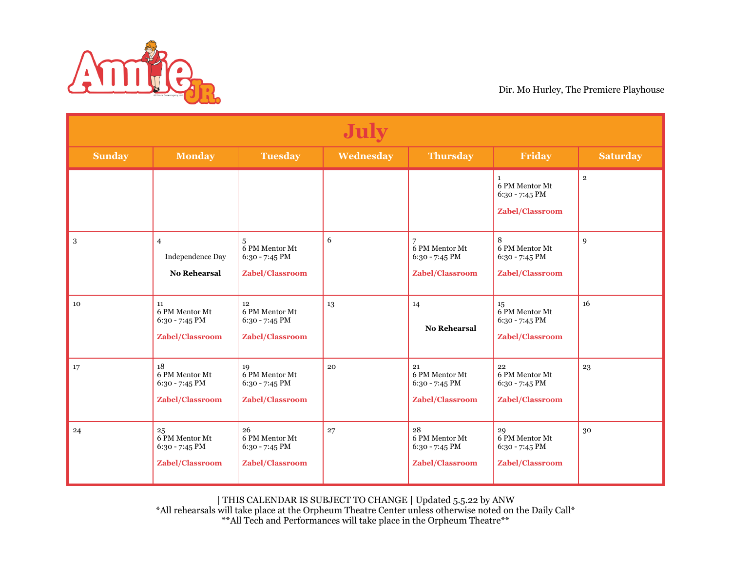# Annie JR.

Dir. Mo Hurley, The Premiere Playhouse

| July | | | | | | |
|---|---|---|---|---|---|---|
| **Sunday** | **Monday** | **Tuesday** | **Wednesday** | **Thursday** | **Friday** | **Saturday** |
| | | | | | 1<br>6 PM Mentor Mt<br>6:30 - 7:45 PM<br>**Zabel/Classroom** | 2 |
| 3 | 4<br>Independence Day<br>**No Rehearsal** | 5<br>6 PM Mentor Mt<br>6:30 - 7:45 PM<br>**Zabel/Classroom** | 6 | 7<br>6 PM Mentor Mt<br>6:30 - 7:45 PM<br>**Zabel/Classroom** | 8<br>6 PM Mentor Mt<br>6:30 - 7:45 PM<br>**Zabel/Classroom** | 9 |
| 10 | 11<br>6 PM Mentor Mt<br>6:30 - 7:45 PM<br>**Zabel/Classroom** | 12<br>6 PM Mentor Mt<br>6:30 - 7:45 PM<br>**Zabel/Classroom** | 13 | 14<br>**No Rehearsal** | 15<br>6 PM Mentor Mt<br>6:30 - 7:45 PM<br>**Zabel/Classroom** | 16 |
| 17 | 18<br>6 PM Mentor Mt<br>6:30 - 7:45 PM<br>**Zabel/Classroom** | 19<br>6 PM Mentor Mt<br>6:30 - 7:45 PM<br>**Zabel/Classroom** | 20 | 21<br>6 PM Mentor Mt<br>6:30 - 7:45 PM<br>**Zabel/Classroom** | 22<br>6 PM Mentor Mt<br>6:30 - 7:45 PM<br>**Zabel/Classroom** | 23 |
| 24 | 25<br>6 PM Mentor Mt<br>6:30 - 7:45 PM<br>**Zabel/Classroom** | 26<br>6 PM Mentor Mt<br>6:30 - 7:45 PM<br>**Zabel/Classroom** | 27 | 28<br>6 PM Mentor Mt<br>6:30 - 7:45 PM<br>**Zabel/Classroom** | 29<br>6 PM Mentor Mt<br>6:30 - 7:45 PM<br>**Zabel/Classroom** | 30 |

| THIS CALENDAR IS SUBJECT TO CHANGE | Updated 5.5.22 by ANW

*All rehearsals will take place at the Orpheum Theatre Center unless otherwise noted on the Daily Call*

**All Tech and Performances will take place in the Orpheum Theatre**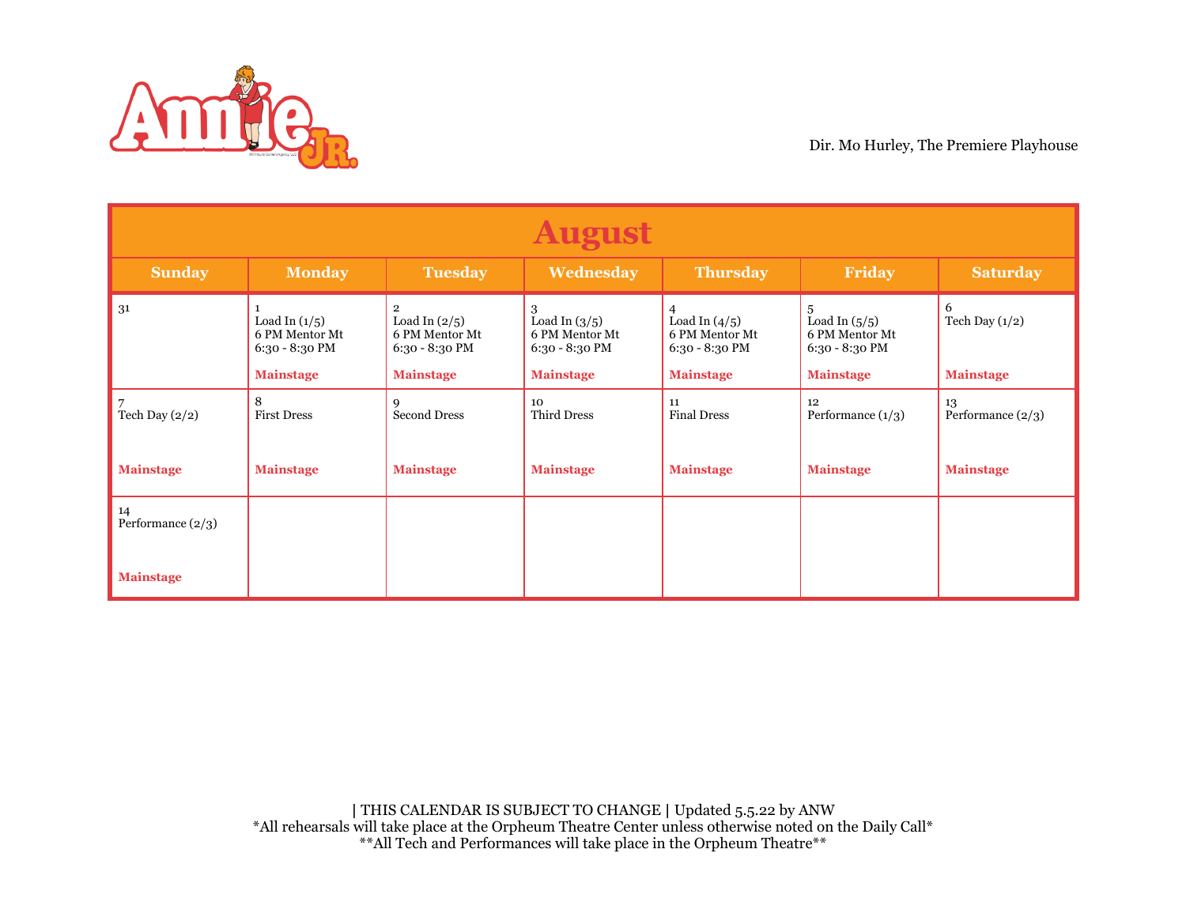Dir. Mo Hurley, The Premiere Playhouse

| August | | | | | | |
|---|---|---|---|---|---|---|
| **Sunday** | **Monday** | **Tuesday** | **Wednesday** | **Thursday** | **Friday** | **Saturday** |
| 31 | 1<br>Load In (1/5)<br>6 PM Mentor Mt<br>6:30 - 8:30 PM<br>**Mainstage** | 2<br>Load In (2/5)<br>6 PM Mentor Mt<br>6:30 - 8:30 PM<br>**Mainstage** | 3<br>Load In (3/5)<br>6 PM Mentor Mt<br>6:30 - 8:30 PM<br>**Mainstage** | 4<br>Load In (4/5)<br>6 PM Mentor Mt<br>6:30 - 8:30 PM<br>**Mainstage** | 5<br>Load In (5/5)<br>6 PM Mentor Mt<br>6:30 - 8:30 PM<br>**Mainstage** | 6<br>Tech Day (1/2)<br>**Mainstage** |
| 7<br>Tech Day (2/2)<br>**Mainstage** | 8<br>First Dress<br>**Mainstage** | 9<br>Second Dress<br>**Mainstage** | 10<br>Third Dress<br>**Mainstage** | 11<br>Final Dress<br>**Mainstage** | 12<br>Performance (1/3)<br>**Mainstage** | 13<br>Performance (2/3)<br>**Mainstage** |
| 14<br>Performance (2/3)<br>**Mainstage** | | | | | | |

| THIS CALENDAR IS SUBJECT TO CHANGE | Updated 5.5.22 by ANW

*All rehearsals will take place at the Orpheum Theatre Center unless otherwise noted on the Daily Call*

**All Tech and Performances will take place in the Orpheum Theatre**